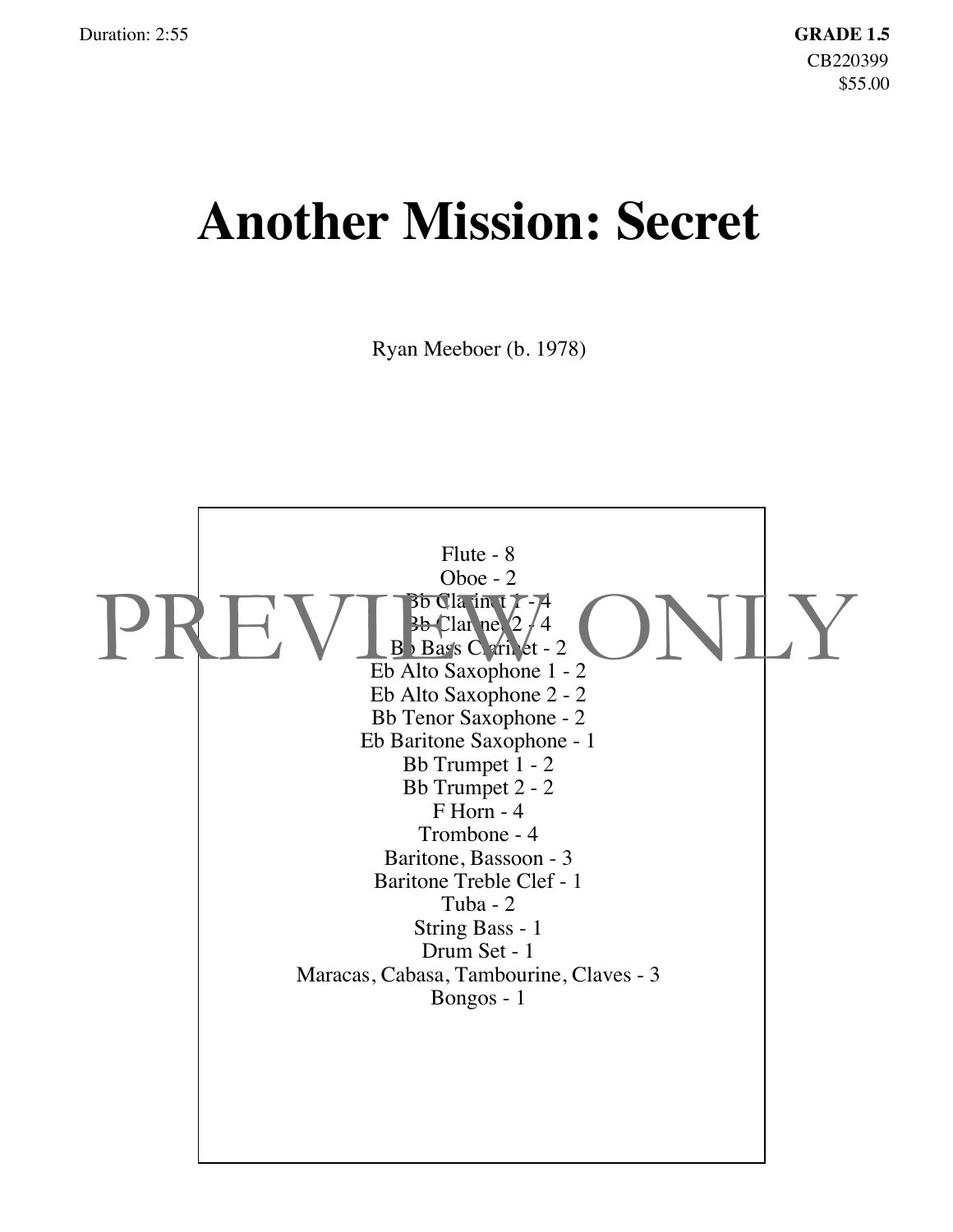Duration: 2:55

**GRADE 1.5**
CB220399
$55.00

# Another Mission: Secret

Ryan Meeboer (b. 1978)

PREVIEW ONLY

Flute - 8
Oboe - 2
Bb Clarinet 1 - 4
Bb Clarinet 2 - 4
Bb Bass Clarinet - 2
Eb Alto Saxophone 1 - 2
Eb Alto Saxophone 2 - 2
Bb Tenor Saxophone - 2
Eb Baritone Saxophone - 1
Bb Trumpet 1 - 2
Bb Trumpet 2 - 2
F Horn - 4
Trombone - 4
Baritone, Bassoon - 3
Baritone Treble Clef - 1
Tuba - 2
String Bass - 1
Drum Set - 1
Maracas, Cabasa, Tambourine, Claves - 3
Bongos - 1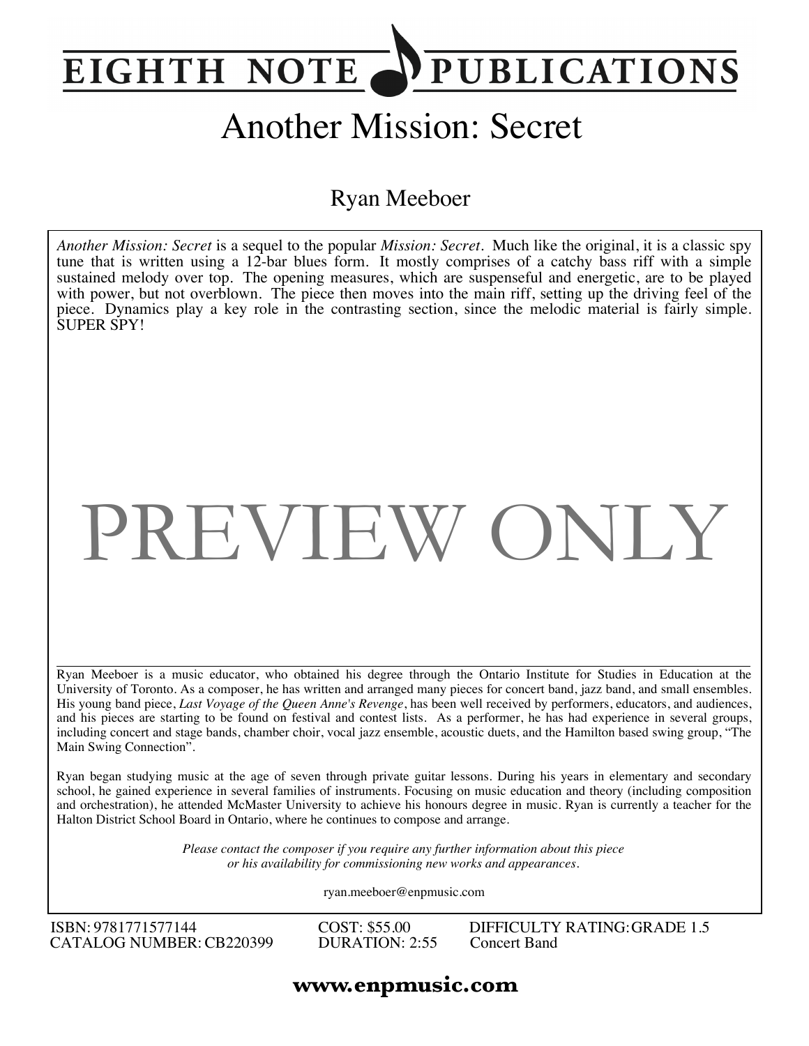# EIGHTH NOTE PUBLICATIONS

# Another Mission: Secret

## Ryan Meeboer

*Another Mission: Secret* is a sequel to the popular *Mission: Secret*. Much like the original, it is a classic spy tune that is written using a 12-bar blues form. It mostly comprises of a catchy bass riff with a simple sustained melody over top. The opening measures, which are suspenseful and energetic, are to be played with power, but not overblown. The piece then moves into the main riff, setting up the driving feel of the piece. Dynamics play a key role in the contrasting section, since the melodic material is fairly simple. SUPER SPY!

PREVIEW ONLY

---

Ryan Meeboer is a music educator, who obtained his degree through the Ontario Institute for Studies in Education at the University of Toronto. As a composer, he has written and arranged many pieces for concert band, jazz band, and small ensembles. His young band piece, *Last Voyage of the Queen Anne's Revenge*, has been well received by performers, educators, and audiences, and his pieces are starting to be found on festival and contest lists. As a performer, he has had experience in several groups, including concert and stage bands, chamber choir, vocal jazz ensemble, acoustic duets, and the Hamilton based swing group, "The Main Swing Connection".

Ryan began studying music at the age of seven through private guitar lessons. During his years in elementary and secondary school, he gained experience in several families of instruments. Focusing on music education and theory (including composition and orchestration), he attended McMaster University to achieve his honours degree in music. Ryan is currently a teacher for the Halton District School Board in Ontario, where he continues to compose and arrange.

*Please contact the composer if you require any further information about this piece or his availability for commissioning new works and appearances.*

ryan.meeboer@enpmusic.com

| | | |
|---|---|---|
| ISBN: 9781771577144 | COST: $55.00 | DIFFICULTY RATING: GRADE 1.5 |
| CATALOG NUMBER: CB220399 | DURATION: 2:55 | Concert Band |

**www.enpmusic.com**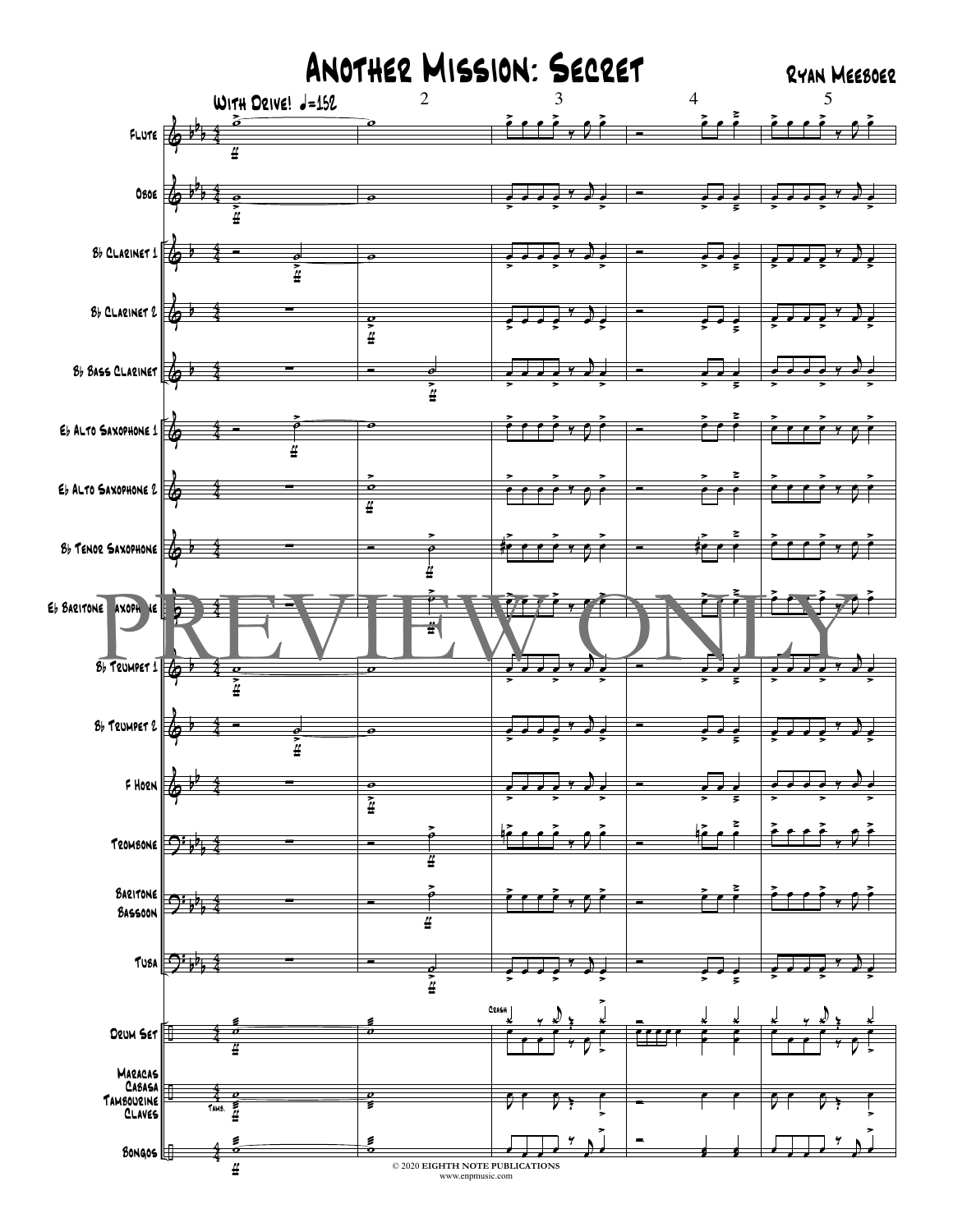# Another Mission: Secret

Ryan Meeboer

With Drive! ♩=152

Flute

Oboe

B♭ Clarinet 1

B♭ Clarinet 2

B♭ Bass Clarinet

E♭ Alto Saxophone 1

E♭ Alto Saxophone 2

B♭ Tenor Saxophone

E♭ Baritone Saxophone

B♭ Trumpet 1

B♭ Trumpet 2

F Horn

Trombone

Baritone
Bassoon

Tuba

Drum Set

Maracas
Cabasa
Tambourine
Claves

Bongos

PREVIEW ONLY

© 2020 EIGHTH NOTE PUBLICATIONS
www.enpmusic.com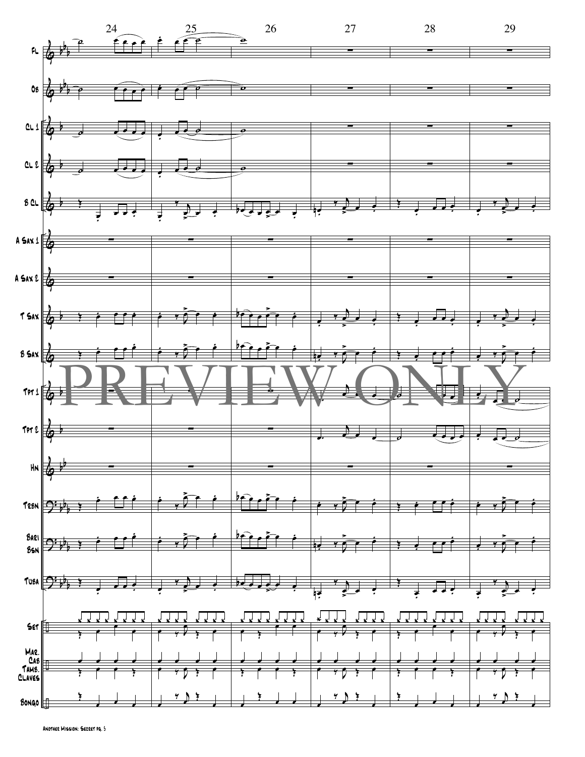24 25 26 27 28 29

Fl.

Ob

Cl 1

Cl 2

B Cl

A Sax 1

A Sax 2

T Sax

B Sax

Tpt 1

Tpt 2

Hn

Tbn

Bari Bsn

Tuba

Set

Mar. Cab Tamb. Claves

Bongo

PREVIEW ONLY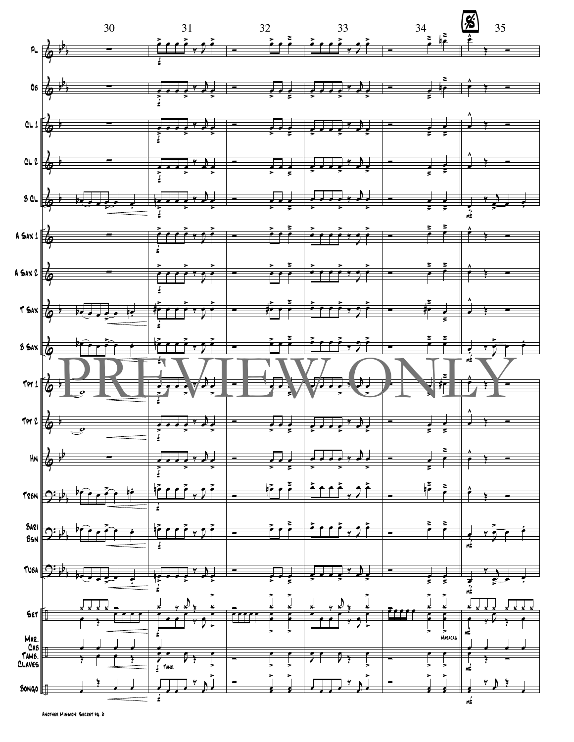30 31 32 33 34 35

Fl

Ob

Cl 1

Cl 2

B Cl

A Sax 1

A Sax 2

T Sax

B Sax

PREVIEW ONLY

Tpt 1

Tpt 2

Hn

Tbn

Bari Bsn

Tuba

Set

Mar. Cab Tamb. Claves

Tamb.

Maracas

Bongo

mf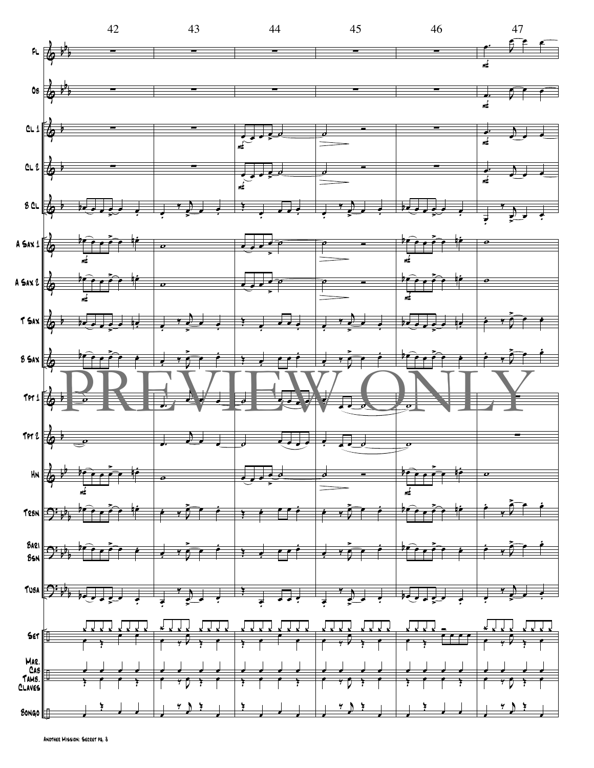42 43 44 45 46 47

Fl.

Ob

Cl 1

Cl 2

B Cl

A Sax 1

A Sax 2

T Sax

B Sax

Tpt 1

Tpt 2

Hn

Tbn

Bari Bsn

Tuba

Set

Mar. Cab Tamb. Claves

Bongo

PREVIEW ONLY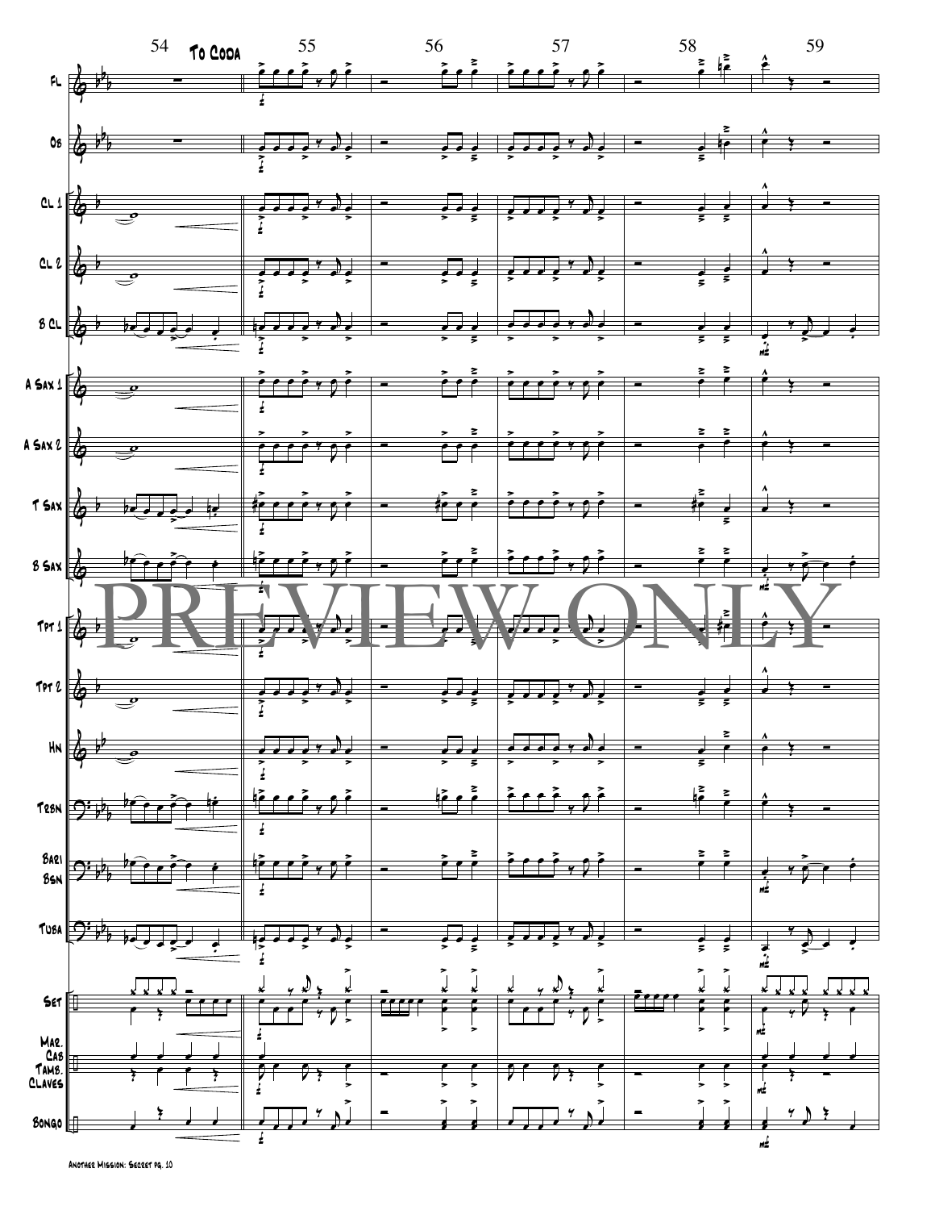54 **To Coda** 55 56 57 58 59

Fl

Ob

Cl 1

Cl 2

B Cl

A Sax 1

A Sax 2

T Sax

B Sax

Tpt 1

Tpt 2

Hn

Tbn

Bari Bsn

Tuba

Set

Mar. Cab Tamb. Claves

Bongo

PREVIEW ONLY

Another Mission: Secret pg. 10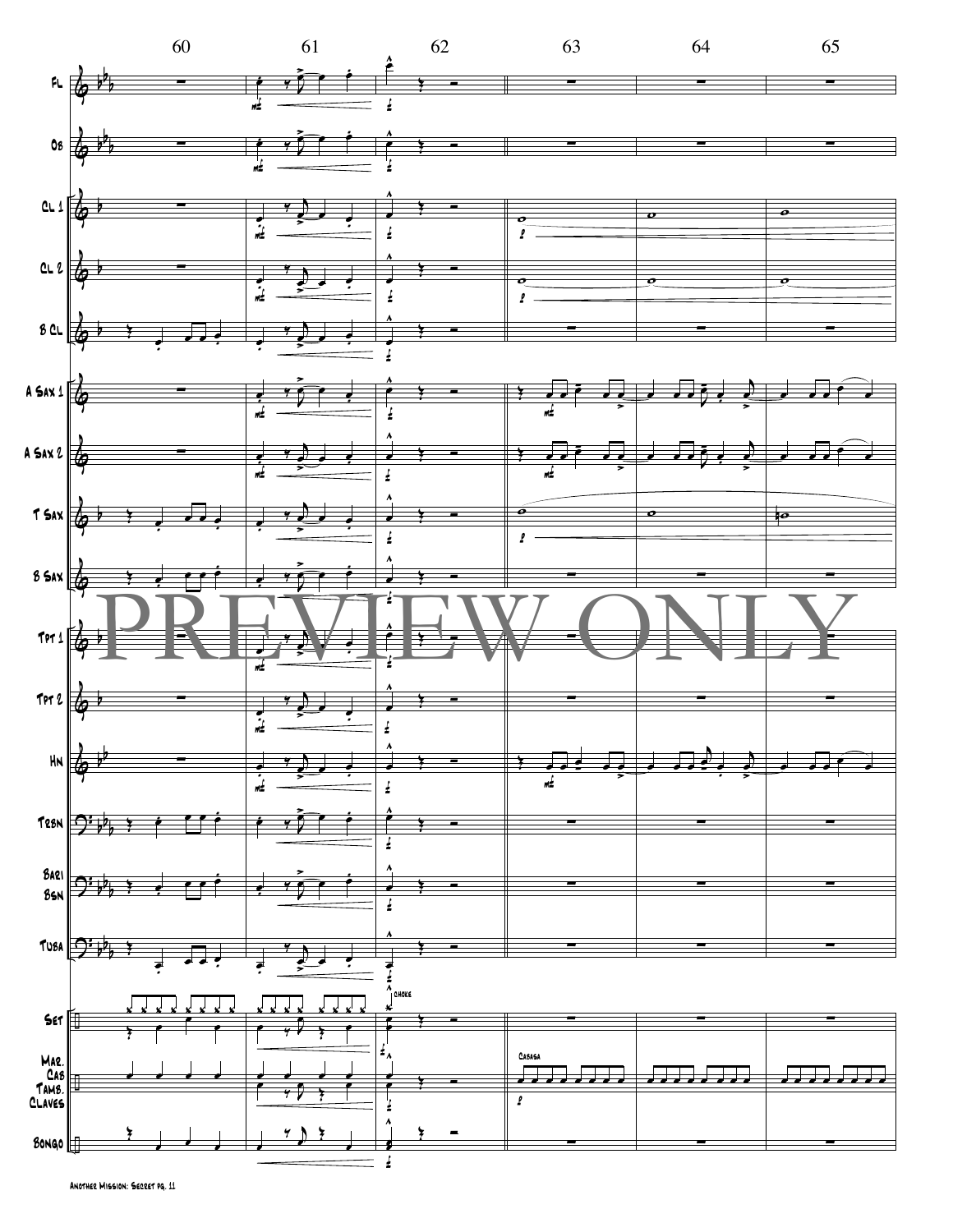PREVIEW ONLY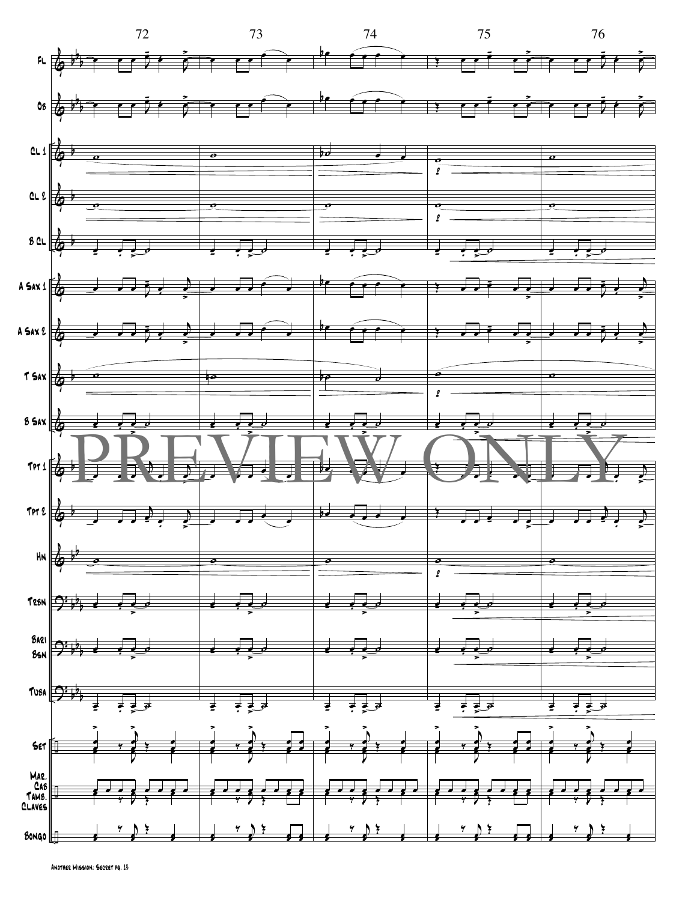72 73 74 75 76

Fl.

Ob

Cl 1

Cl 2

B Cl

A Sax 1

A Sax 2

T Sax

B Sax

Tpt 1

Tpt 2

Hn

Tbn

Bari Bsn

Tuba

Set

Mar. Cab Tamb. Claves

Bongo

PREVIEW ONLY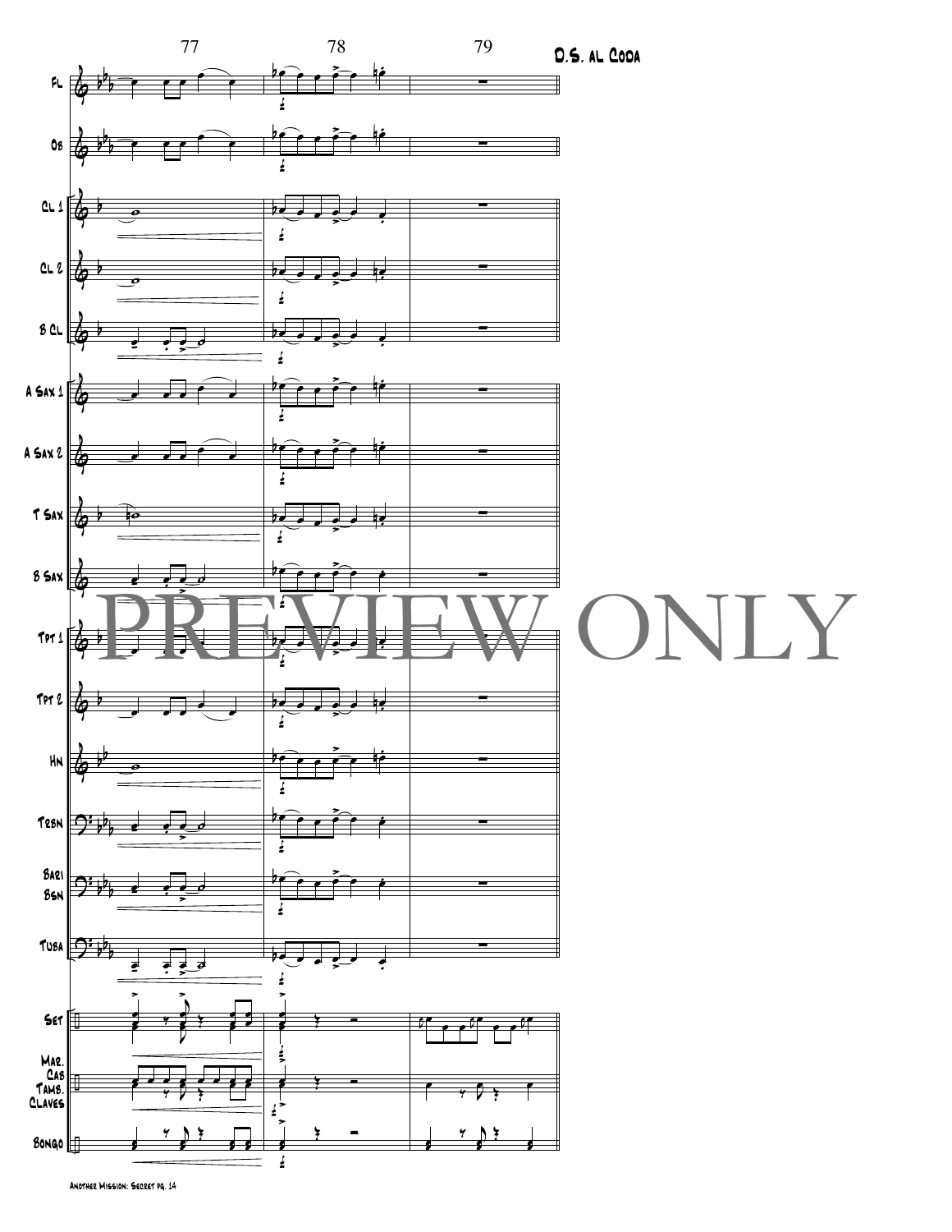D.S. al Coda

77 78 79

Fl.
Ob.
Cl 1
Cl 2
B Cl
A Sax 1
A Sax 2
T Sax
B Sax
Tpt 1
Tpt 2
Hn
Trbn
Bari Bsn
Tuba
Set
Mar. Cab Tamb. Claves
Bongo

PREVIEW ONLY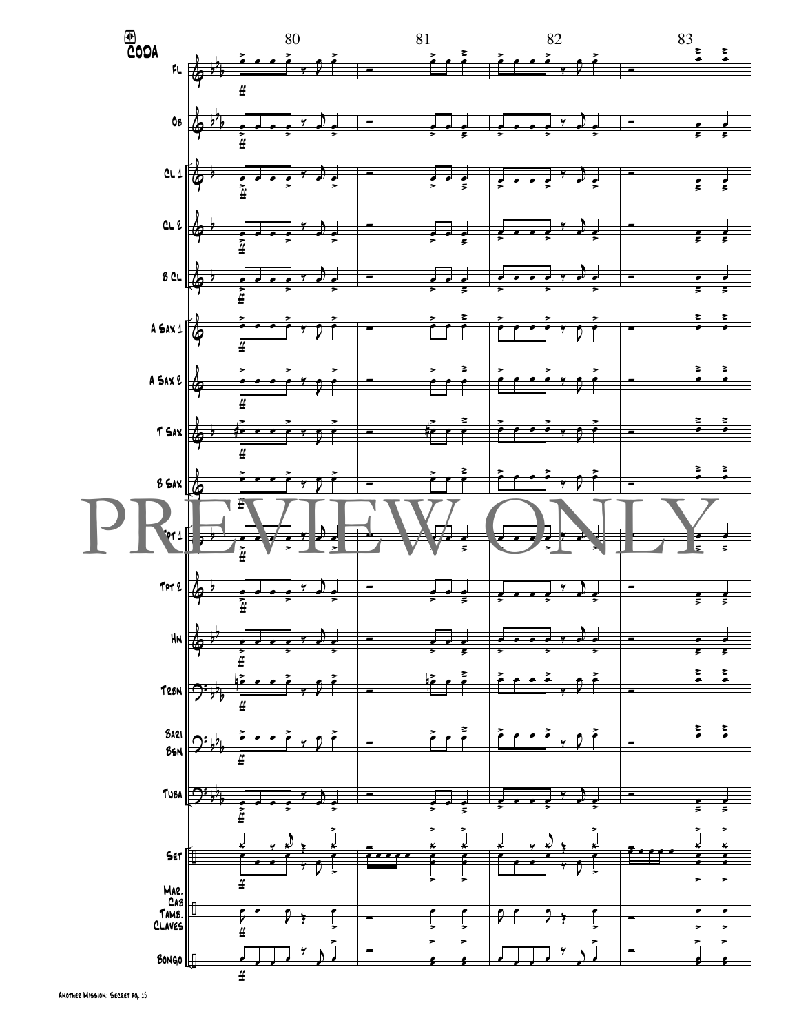CODA

80 81 82 83

Fl.

Ob

Cl 1

Cl 2

B Cl

A Sax 1

A Sax 2

T Sax

B Sax

Tpt 1

Tpt 2

Hn

Tbn

Bari Bsn

Tuba

Set

Mar. Cab Tamb. Claves

Bongo

PREVIEW ONLY

Another Mission: Secret pg. 15